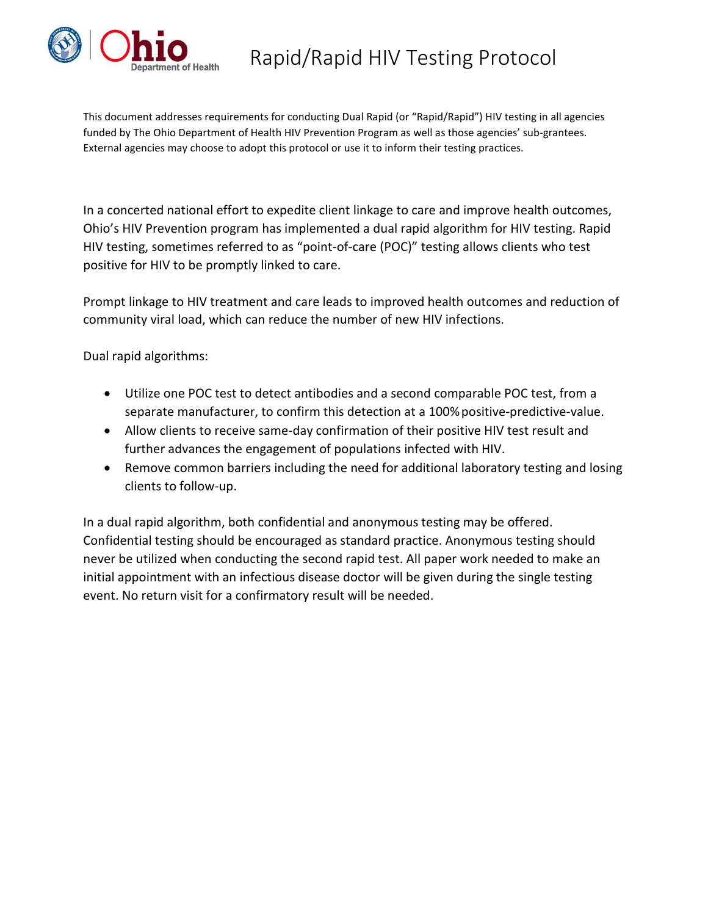# Rapid/Rapid HIV Testing Protocol

This document addresses requirements for conducting Dual Rapid (or "Rapid/Rapid") HIV testing in all agencies funded by The Ohio Department of Health HIV Prevention Program as well as those agencies' sub-grantees. External agencies may choose to adopt this protocol or use it to inform their testing practices.

In a concerted national effort to expedite client linkage to care and improve health outcomes, Ohio's HIV Prevention program has implemented a dual rapid algorithm for HIV testing. Rapid HIV testing, sometimes referred to as "point-of-care (POC)" testing allows clients who test positive for HIV to be promptly linked to care.

Prompt linkage to HIV treatment and care leads to improved health outcomes and reduction of community viral load, which can reduce the number of new HIV infections.

Dual rapid algorithms:

- Utilize one POC test to detect antibodies and a second comparable POC test, from a separate manufacturer, to confirm this detection at a 100% positive-predictive-value.
- Allow clients to receive same-day confirmation of their positive HIV test result and further advances the engagement of populations infected with HIV.
- Remove common barriers including the need for additional laboratory testing and losing clients to follow-up.

In a dual rapid algorithm, both confidential and anonymous testing may be offered. Confidential testing should be encouraged as standard practice. Anonymous testing should never be utilized when conducting the second rapid test. All paper work needed to make an initial appointment with an infectious disease doctor will be given during the single testing event. No return visit for a confirmatory result will be needed.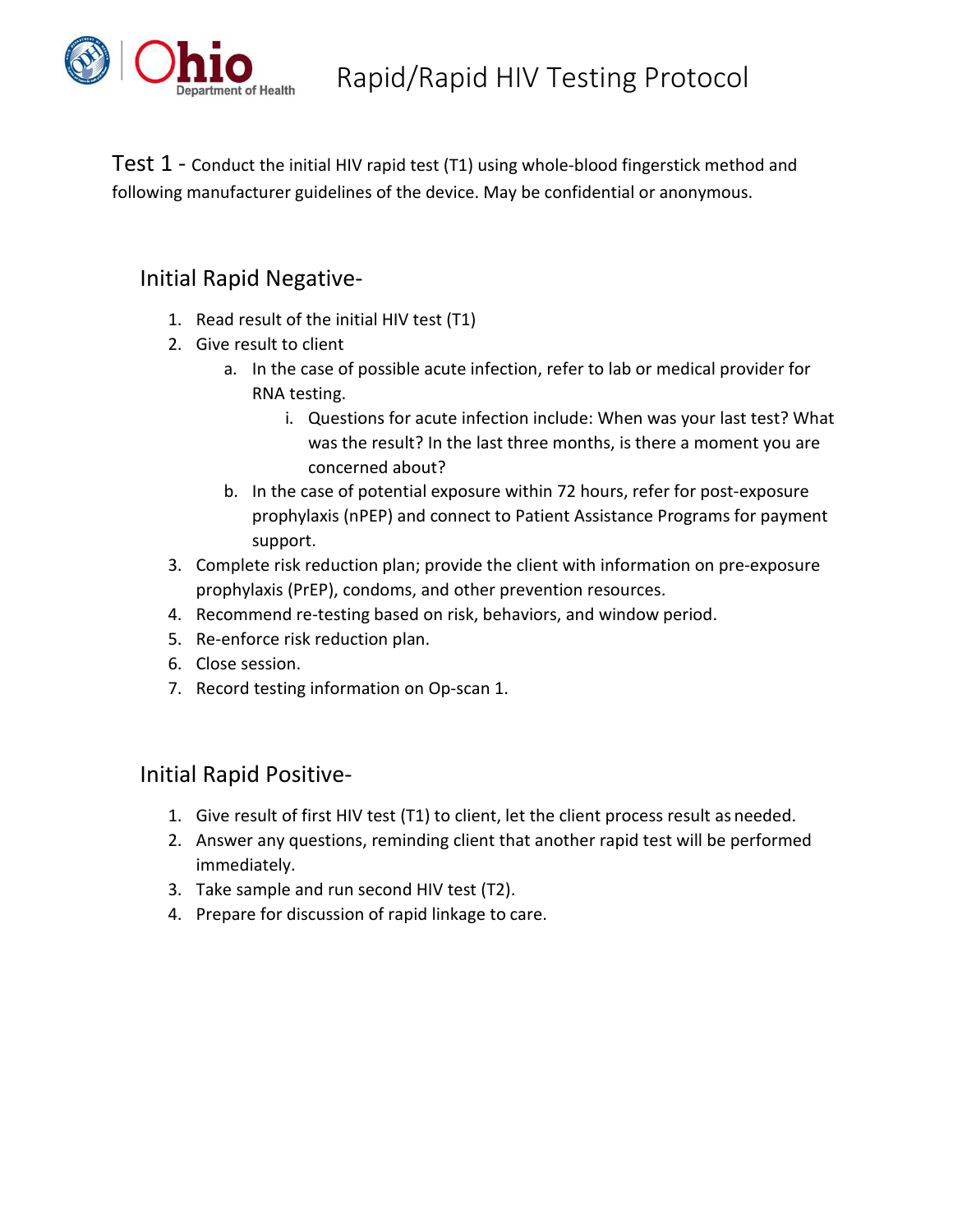# Rapid/Rapid HIV Testing Protocol

Test 1 - Conduct the initial HIV rapid test (T1) using whole-blood fingerstick method and following manufacturer guidelines of the device. May be confidential or anonymous.

## Initial Rapid Negative-

1. Read result of the initial HIV test (T1)
2. Give result to client
   a. In the case of possible acute infection, refer to lab or medical provider for RNA testing.
      i. Questions for acute infection include: When was your last test? What was the result? In the last three months, is there a moment you are concerned about?
   b. In the case of potential exposure within 72 hours, refer for post-exposure prophylaxis (nPEP) and connect to Patient Assistance Programs for payment support.
3. Complete risk reduction plan; provide the client with information on pre-exposure prophylaxis (PrEP), condoms, and other prevention resources.
4. Recommend re-testing based on risk, behaviors, and window period.
5. Re-enforce risk reduction plan.
6. Close session.
7. Record testing information on Op-scan 1.

## Initial Rapid Positive-

1. Give result of first HIV test (T1) to client, let the client process result as needed.
2. Answer any questions, reminding client that another rapid test will be performed immediately.
3. Take sample and run second HIV test (T2).
4. Prepare for discussion of rapid linkage to care.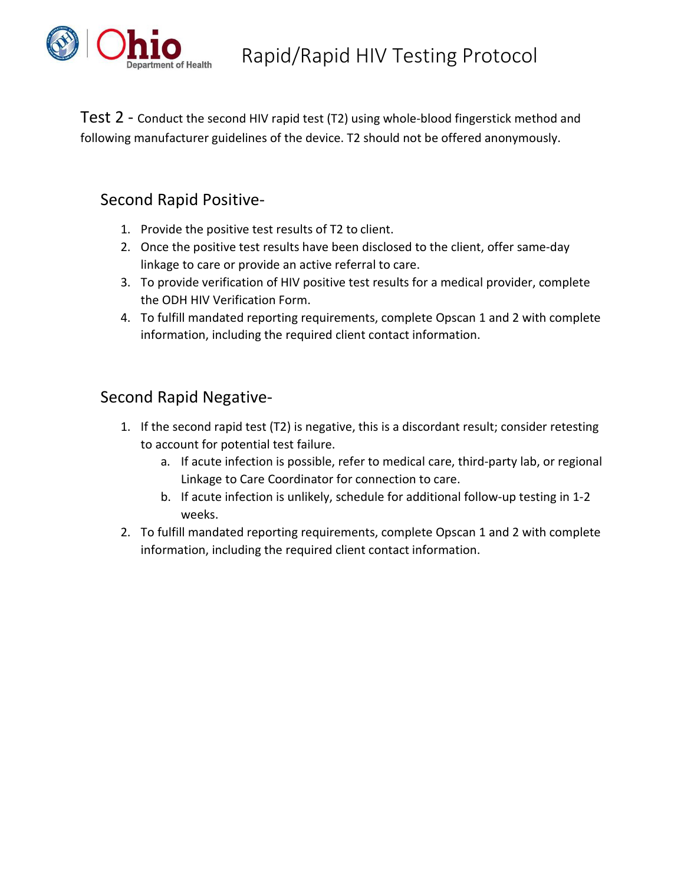**Test 2** - Conduct the second HIV rapid test (T2) using whole-blood fingerstick method and following manufacturer guidelines of the device. T2 should not be offered anonymously.

## Second Rapid Positive-

1. Provide the positive test results of T2 to client.
2. Once the positive test results have been disclosed to the client, offer same-day linkage to care or provide an active referral to care.
3. To provide verification of HIV positive test results for a medical provider, complete the ODH HIV Verification Form.
4. To fulfill mandated reporting requirements, complete Opscan 1 and 2 with complete information, including the required client contact information.

## Second Rapid Negative-

1. If the second rapid test (T2) is negative, this is a discordant result; consider retesting to account for potential test failure.
   a. If acute infection is possible, refer to medical care, third-party lab, or regional Linkage to Care Coordinator for connection to care.
   b. If acute infection is unlikely, schedule for additional follow-up testing in 1-2 weeks.
2. To fulfill mandated reporting requirements, complete Opscan 1 and 2 with complete information, including the required client contact information.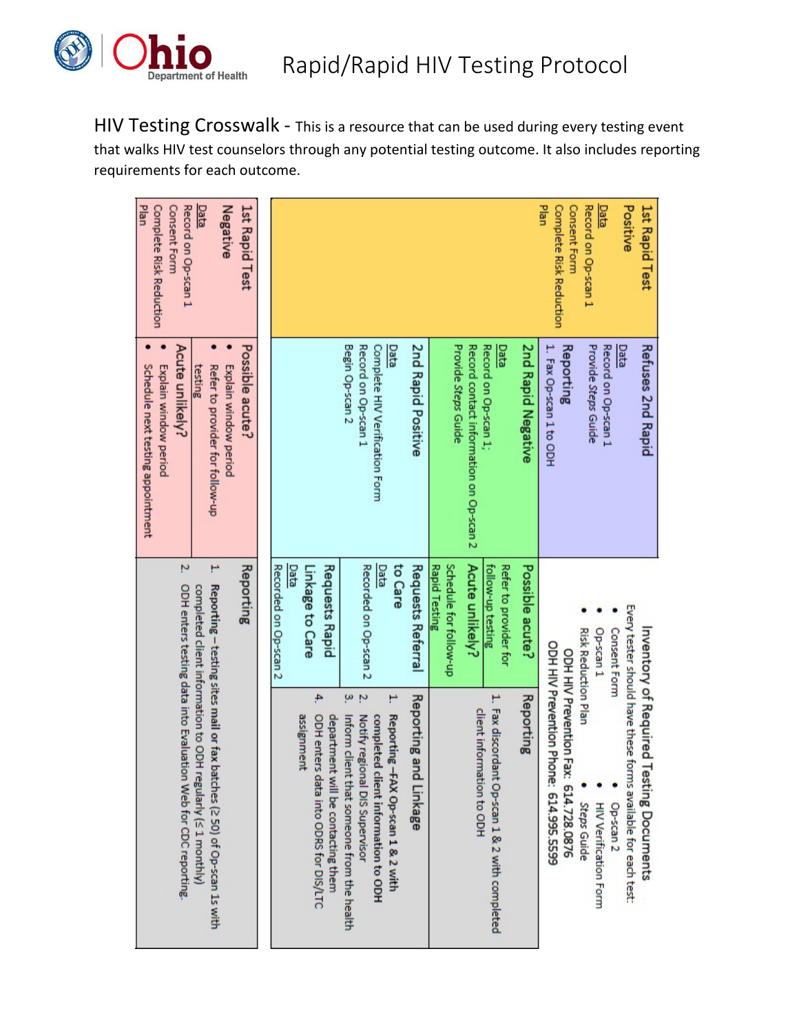# Rapid/Rapid HIV Testing Protocol

## HIV Testing Crosswalk

HIV Testing Crosswalk - This is a resource that can be used during every testing event that walks HIV test counselors through any potential testing outcome. It also includes reporting requirements for each outcome.

### 1st Rapid Test Positive

**Data**
Record on Op-scan 1
Consent Form
Complete Risk Reduction Plan

#### Refuses 2nd Rapid

**Data**
Record on Op-scan 1
Provide *Steps* Guide

**Reporting**
1. Fax Op-scan 1 to ODH

#### Inventory of Required Testing Documents

Every tester should have these forms available for each test:

- Consent Form
- Op-scan 1
- Risk Reduction Plan
- Op-scan 2
- HIV Verification Form
- *Steps* Guide

ODH HIV Prevention Fax: 614.728.0876
ODH HIV Prevention Phone: 614.995.5599

#### 2nd Rapid Negative

**Data**
Record on Op-scan 1;
Record contact information on Op-scan 2
Provide *Steps* Guide

**Possible acute?**
Refer to provider for follow-up testing

**Acute unlikely?**
Schedule for follow-up Rapid Testing

**Reporting**
1. Fax discordant Op-scan 1 & 2 with completed client information to ODH

#### 2nd Rapid Positive

**Data**
Complete HIV Verification Form
Record on Op-scan 1
Begin Op-scan 2

**Requests Referral to Care**
Data
Recorded on Op-scan 2

**Requests Rapid Linkage to Care**
Data
Recorded on Op-scan 2

**Reporting and Linkage**
1. Reporting –FAX Op-scan 1 & 2 with completed client information to ODH
2. Notify regional DIS Supervisor
3. Inform client that someone from the health department will be contacting them
4. ODH enters data into ODRS for DIS/LTC assignment

### 1st Rapid Test Negative

**Data**
Record on Op-scan 1
Consent Form
Complete Risk Reduction Plan

**Possible acute?**
- Explain window period
- Refer to provider for follow-up testing

**Acute unlikely?**
- Explain window period
- Schedule next testing appointment

**Reporting**
1. Reporting – testing sites mail or fax batches (≥ 50) of Op-scan 1s with completed client information to ODH regularly (≤ 1 monthly)
2. ODH enters testing data into Evaluation Web for CDC reporting.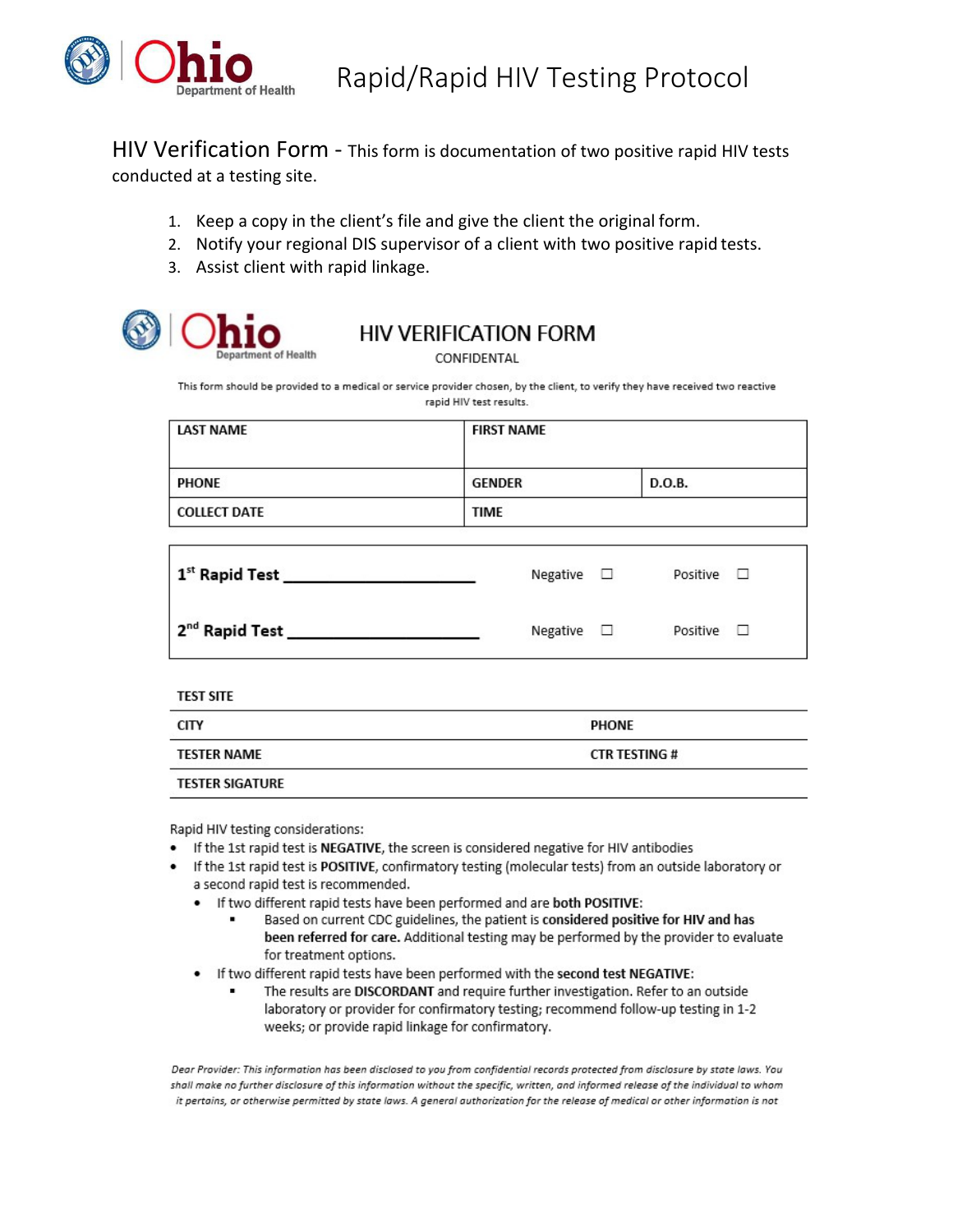# Rapid/Rapid HIV Testing Protocol

## HIV Verification Form - This form is documentation of two positive rapid HIV tests conducted at a testing site.

1. Keep a copy in the client's file and give the client the original form.
2. Notify your regional DIS supervisor of a client with two positive rapid tests.
3. Assist client with rapid linkage.

## HIV VERIFICATION FORM

CONFIDENTAL

This form should be provided to a medical or service provider chosen, by the client, to verify they have received two reactive rapid HIV test results.

| LAST NAME | FIRST NAME | |
|---|---|---|
| PHONE | GENDER | D.O.B. |
| COLLECT DATE | TIME | |

| | | |
|---|---|---|
| **1st Rapid Test** ______________________ | Negative ☐ | Positive ☐ |
| **2nd Rapid Test** ______________________ | Negative ☐ | Positive ☐ |

| | |
|---|---|
| TEST SITE | |
| CITY | PHONE |
| TESTER NAME | CTR TESTING # |
| TESTER SIGATURE | |

Rapid HIV testing considerations:

- If the 1st rapid test is **NEGATIVE**, the screen is considered negative for HIV antibodies
- If the 1st rapid test is **POSITIVE**, confirmatory testing (molecular tests) from an outside laboratory or a second rapid test is recommended.
  - If two different rapid tests have been performed and are **both POSITIVE**:
    - Based on current CDC guidelines, the patient is **considered positive for HIV and has been referred for care.** Additional testing may be performed by the provider to evaluate for treatment options.
  - If two different rapid tests have been performed with the **second test NEGATIVE**:
    - The results are **DISCORDANT** and require further investigation. Refer to an outside laboratory or provider for confirmatory testing; recommend follow-up testing in 1-2 weeks; or provide rapid linkage for confirmatory.

*Dear Provider: This information has been disclosed to you from confidential records protected from disclosure by state laws. You shall make no further disclosure of this information without the specific, written, and informed release of the individual to whom it pertains, or otherwise permitted by state laws. A general authorization for the release of medical or other information is not*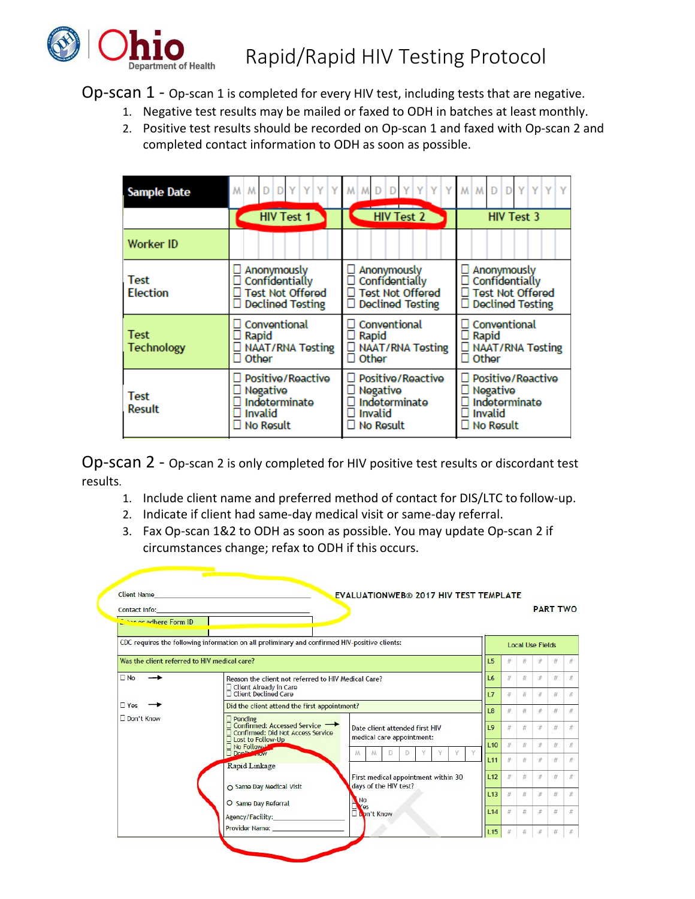# Rapid/Rapid HIV Testing Protocol

## Op-scan 1 - Op-scan 1 is completed for every HIV test, including tests that are negative.

1. Negative test results may be mailed or faxed to ODH in batches at least monthly.
2. Positive test results should be recorded on Op-scan 1 and faxed with Op-scan 2 and completed contact information to ODH as soon as possible.

| Sample Date | M M D D Y Y Y Y | M M D D Y Y Y Y | M M D D Y Y Y Y |
|---|---|---|---|
| | HIV Test 1 | HIV Test 2 | HIV Test 3 |
| Worker ID | | | |
| Test Election | ☐ Anonymously ☐ Confidentially ☐ Test Not Offered ☐ Declined Testing | ☐ Anonymously ☐ Confidentially ☐ Test Not Offered ☐ Declined Testing | ☐ Anonymously ☐ Confidentially ☐ Test Not Offered ☐ Declined Testing |
| Test Technology | ☐ Conventional ☐ Rapid ☐ NAAT/RNA Testing ☐ Other | ☐ Conventional ☐ Rapid ☐ NAAT/RNA Testing ☐ Other | ☐ Conventional ☐ Rapid ☐ NAAT/RNA Testing ☐ Other |
| Test Result | ☐ Positive/Reactive ☐ Negative ☐ Indeterminate ☐ Invalid ☐ No Result | ☐ Positive/Reactive ☐ Negative ☐ Indeterminate ☐ Invalid ☐ No Result | ☐ Positive/Reactive ☐ Negative ☐ Indeterminate ☐ Invalid ☐ No Result |

## Op-scan 2 - Op-scan 2 is only completed for HIV positive test results or discordant test results.

1. Include client name and preferred method of contact for DIS/LTC to follow-up.
2. Indicate if client had same-day medical visit or same-day referral.
3. Fax Op-scan 1&2 to ODH as soon as possible. You may update Op-scan 2 if circumstances change; refax to ODH if this occurs.

Client Name\_\_\_\_\_\_\_\_\_\_\_\_\_\_\_\_\_\_\_\_

Contact Info:\_\_\_\_\_\_\_\_\_\_\_\_\_\_\_\_\_\_\_\_

Enter or adhere Form ID

EVALUATIONWEB® 2017 HIV TEST TEMPLATE

PART TWO

CDC requires the following information on all preliminary and confirmed HIV-positive clients:

Was the client referred to HIV medical care?

- ☐ No → Reason the client not referred to HIV Medical Care?
  - ☐ Client Already in Care
  - ☐ Client Declined Care
- ☐ Yes → Did the client attend the first appointment?
  - ☐ Pending
  - ☐ Confirmed: Accessed Service → Date client attended first HIV medical care appointment: M M D D Y Y Y Y
  - ☐ Confirmed: Did Not Access Service
  - ☐ Lost to Follow-Up
  - ☐ No Follow-Up
  - ☐ Don't Know
- ☐ Don't Know

Rapid Linkage

- ○ Same Day Medical Visit
- ○ Same Day Referral

Agency/Facility:\_\_\_\_\_\_\_\_\_\_\_\_\_\_\_\_\_\_\_\_

Provider Name:\_\_\_\_\_\_\_\_\_\_\_\_\_\_\_\_\_\_\_\_

First medical appointment within 30 days of the HIV test?

- ☐ No
- ☐ Yes
- ☐ Don't Know

| Local Use Fields | | | | | |
|---|---|---|---|---|---|
| L5 | # | # | # | # | # |
| L6 | # | # | # | # | # |
| L7 | # | # | # | # | # |
| L8 | # | # | # | # | # |
| L9 | # | # | # | # | # |
| L10 | # | # | # | # | # |
| L11 | # | # | # | # | # |
| L12 | # | # | # | # | # |
| L13 | # | # | # | # | # |
| L14 | # | # | # | # | # |
| L15 | # | # | # | # | # |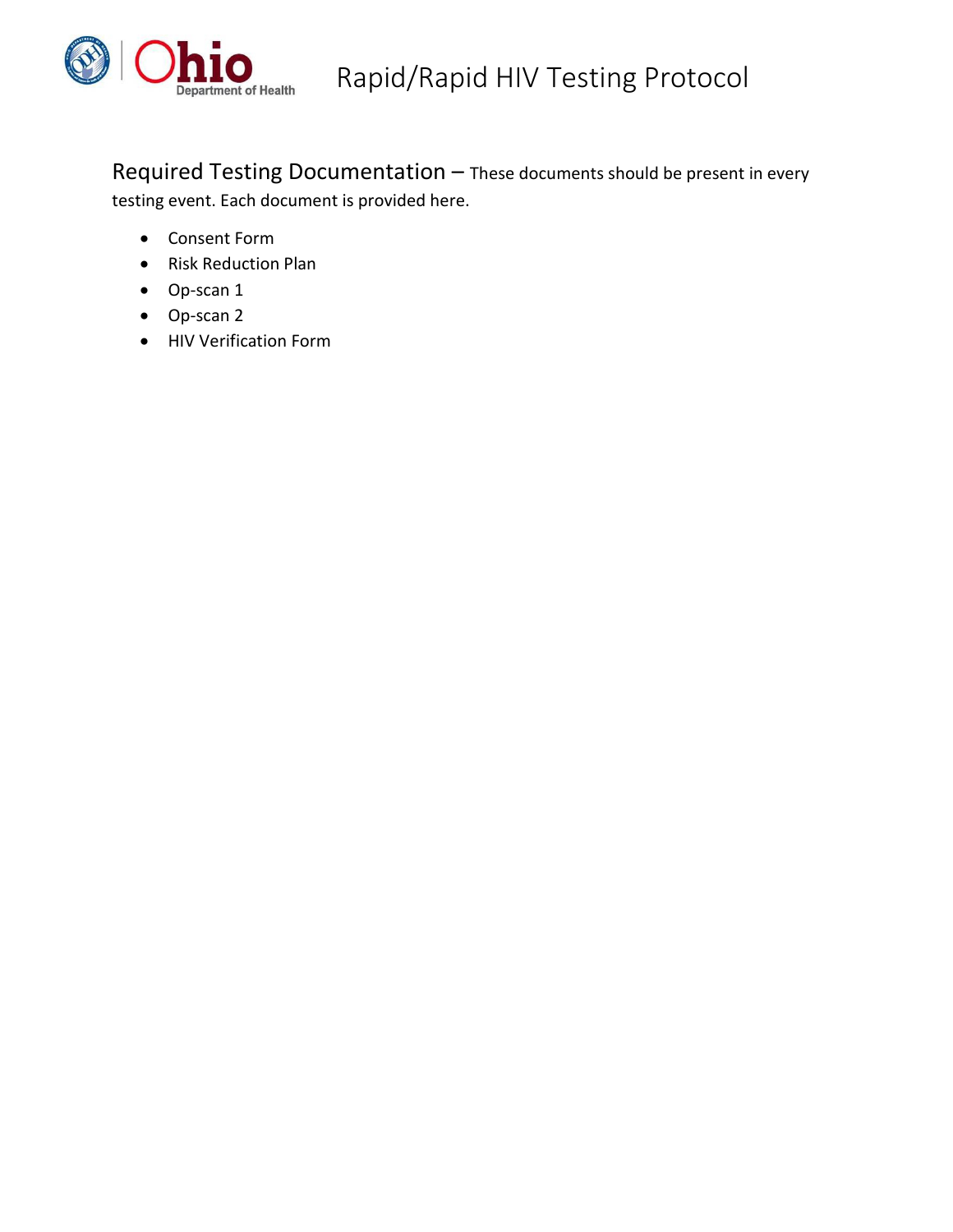Required Testing Documentation – These documents should be present in every testing event. Each document is provided here.

- Consent Form
- Risk Reduction Plan
- Op-scan 1
- Op-scan 2
- HIV Verification Form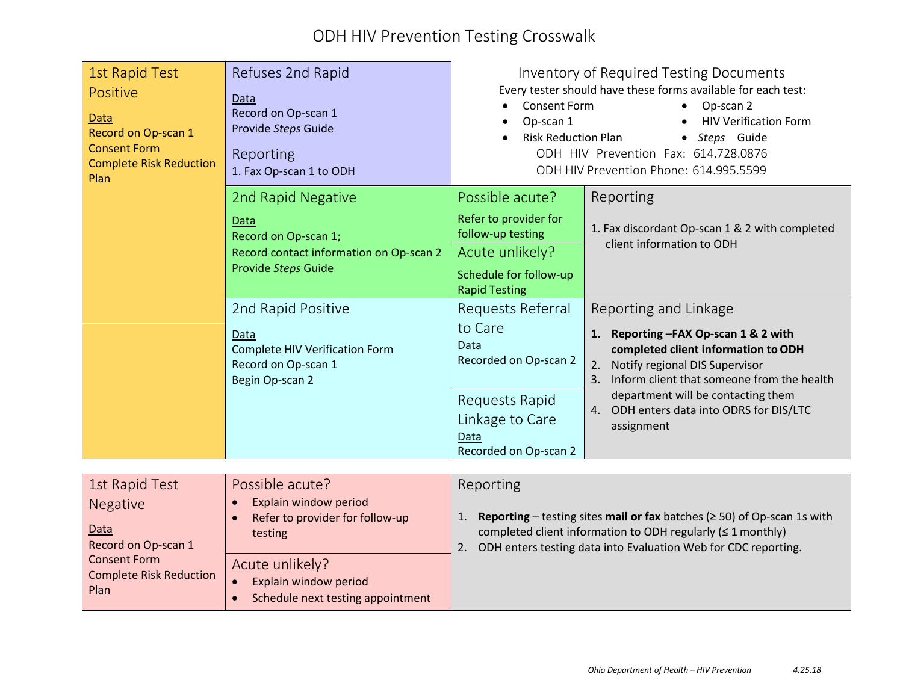# ODH HIV Prevention Testing Crosswalk

## Inventory of Required Testing Documents

Every tester should have these forms available for each test:

- Consent Form
- Op-scan 1
- Risk Reduction Plan
- Op-scan 2
- HIV Verification Form
- *Steps* Guide

ODH HIV Prevention Fax: 614.728.0876

ODH HIV Prevention Phone: 614.995.5599

## 1st Rapid Test Positive

Data
Record on Op-scan 1
Consent Form
Complete Risk Reduction Plan

### Refuses 2nd Rapid

Data
Record on Op-scan 1
Provide *Steps* Guide

Reporting
1. Fax Op-scan 1 to ODH

### 2nd Rapid Negative

Data
Record on Op-scan 1;
Record contact information on Op-scan 2
Provide *Steps* Guide

**Possible acute?**
Refer to provider for follow-up testing

**Acute unlikely?**
Schedule for follow-up Rapid Testing

Reporting
1. Fax discordant Op-scan 1 & 2 with completed client information to ODH

### 2nd Rapid Positive

Data
Complete HIV Verification Form
Record on Op-scan 1
Begin Op-scan 2

**Requests Referral to Care**
Data
Recorded on Op-scan 2

**Requests Rapid Linkage to Care**
Data
Recorded on Op-scan 2

Reporting and Linkage
1. **Reporting –FAX Op-scan 1 & 2 with completed client information to ODH**
2. Notify regional DIS Supervisor
3. Inform client that someone from the health department will be contacting them
4. ODH enters data into ODRS for DIS/LTC assignment

## 1st Rapid Test Negative

Data
Record on Op-scan 1
Consent Form
Complete Risk Reduction Plan

**Possible acute?**
- Explain window period
- Refer to provider for follow-up testing

**Acute unlikely?**
- Explain window period
- Schedule next testing appointment

Reporting
1. **Reporting** – testing sites **mail or fax** batches (≥ 50) of Op-scan 1s with completed client information to ODH regularly (≤ 1 monthly)
2. ODH enters testing data into Evaluation Web for CDC reporting.

*Ohio Department of Health – HIV Prevention* *4.25.18*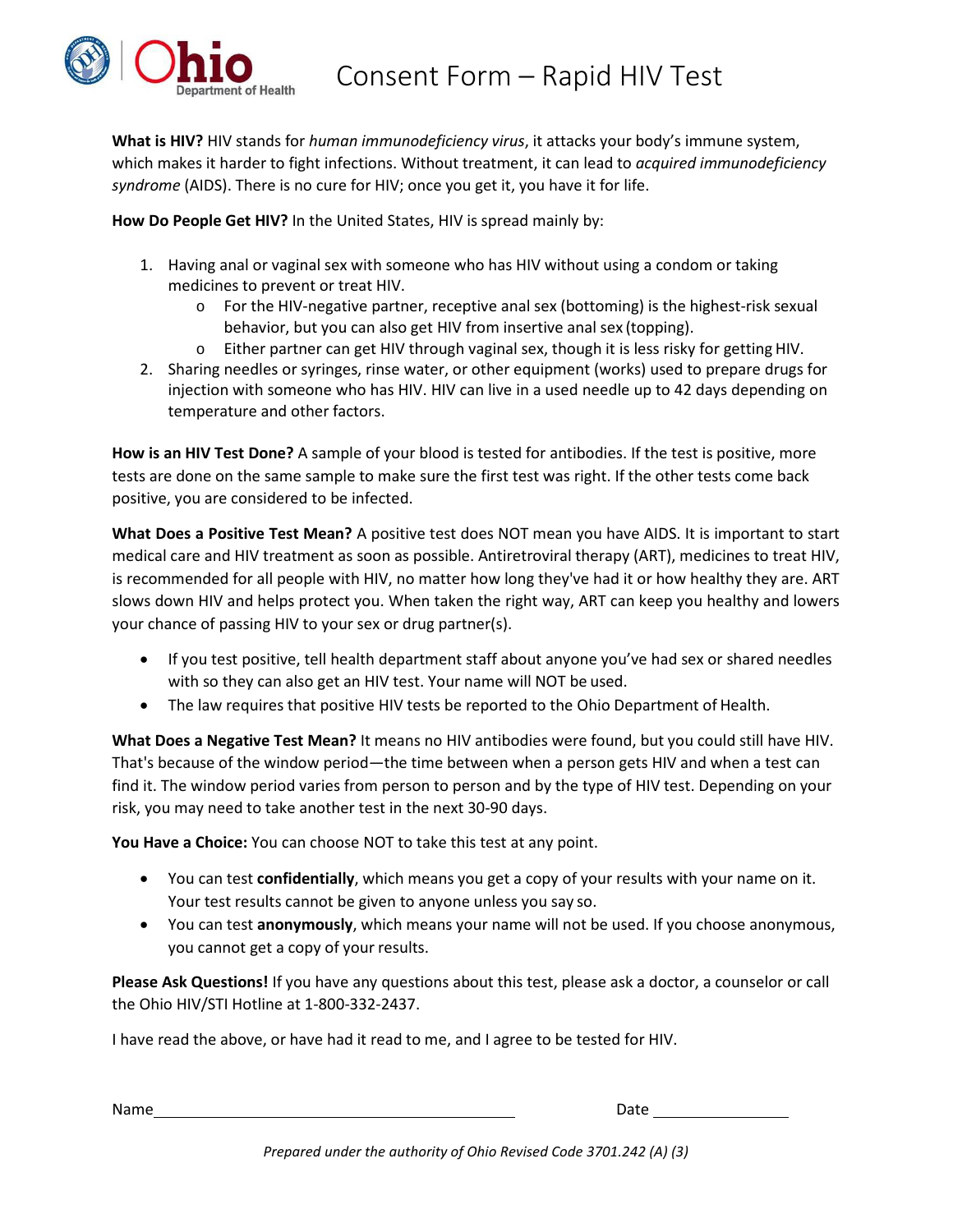# Consent Form – Rapid HIV Test

**What is HIV?** HIV stands for *human immunodeficiency virus*, it attacks your body's immune system, which makes it harder to fight infections. Without treatment, it can lead to *acquired immunodeficiency syndrome* (AIDS). There is no cure for HIV; once you get it, you have it for life.

**How Do People Get HIV?** In the United States, HIV is spread mainly by:

1. Having anal or vaginal sex with someone who has HIV without using a condom or taking medicines to prevent or treat HIV.
   - For the HIV-negative partner, receptive anal sex (bottoming) is the highest-risk sexual behavior, but you can also get HIV from insertive anal sex (topping).
   - Either partner can get HIV through vaginal sex, though it is less risky for getting HIV.
2. Sharing needles or syringes, rinse water, or other equipment (works) used to prepare drugs for injection with someone who has HIV. HIV can live in a used needle up to 42 days depending on temperature and other factors.

**How is an HIV Test Done?** A sample of your blood is tested for antibodies. If the test is positive, more tests are done on the same sample to make sure the first test was right. If the other tests come back positive, you are considered to be infected.

**What Does a Positive Test Mean?** A positive test does NOT mean you have AIDS. It is important to start medical care and HIV treatment as soon as possible. Antiretroviral therapy (ART), medicines to treat HIV, is recommended for all people with HIV, no matter how long they've had it or how healthy they are. ART slows down HIV and helps protect you. When taken the right way, ART can keep you healthy and lowers your chance of passing HIV to your sex or drug partner(s).

- If you test positive, tell health department staff about anyone you've had sex or shared needles with so they can also get an HIV test. Your name will NOT be used.
- The law requires that positive HIV tests be reported to the Ohio Department of Health.

**What Does a Negative Test Mean?** It means no HIV antibodies were found, but you could still have HIV. That's because of the window period—the time between when a person gets HIV and when a test can find it. The window period varies from person to person and by the type of HIV test. Depending on your risk, you may need to take another test in the next 30-90 days.

**You Have a Choice:** You can choose NOT to take this test at any point.

- You can test **confidentially**, which means you get a copy of your results with your name on it. Your test results cannot be given to anyone unless you say so.
- You can test **anonymously**, which means your name will not be used. If you choose anonymous, you cannot get a copy of your results.

**Please Ask Questions!** If you have any questions about this test, please ask a doctor, a counselor or call the Ohio HIV/STI Hotline at 1-800-332-2437.

I have read the above, or have had it read to me, and I agree to be tested for HIV.

Name ______________________________ Date ______________

*Prepared under the authority of Ohio Revised Code 3701.242 (A) (3)*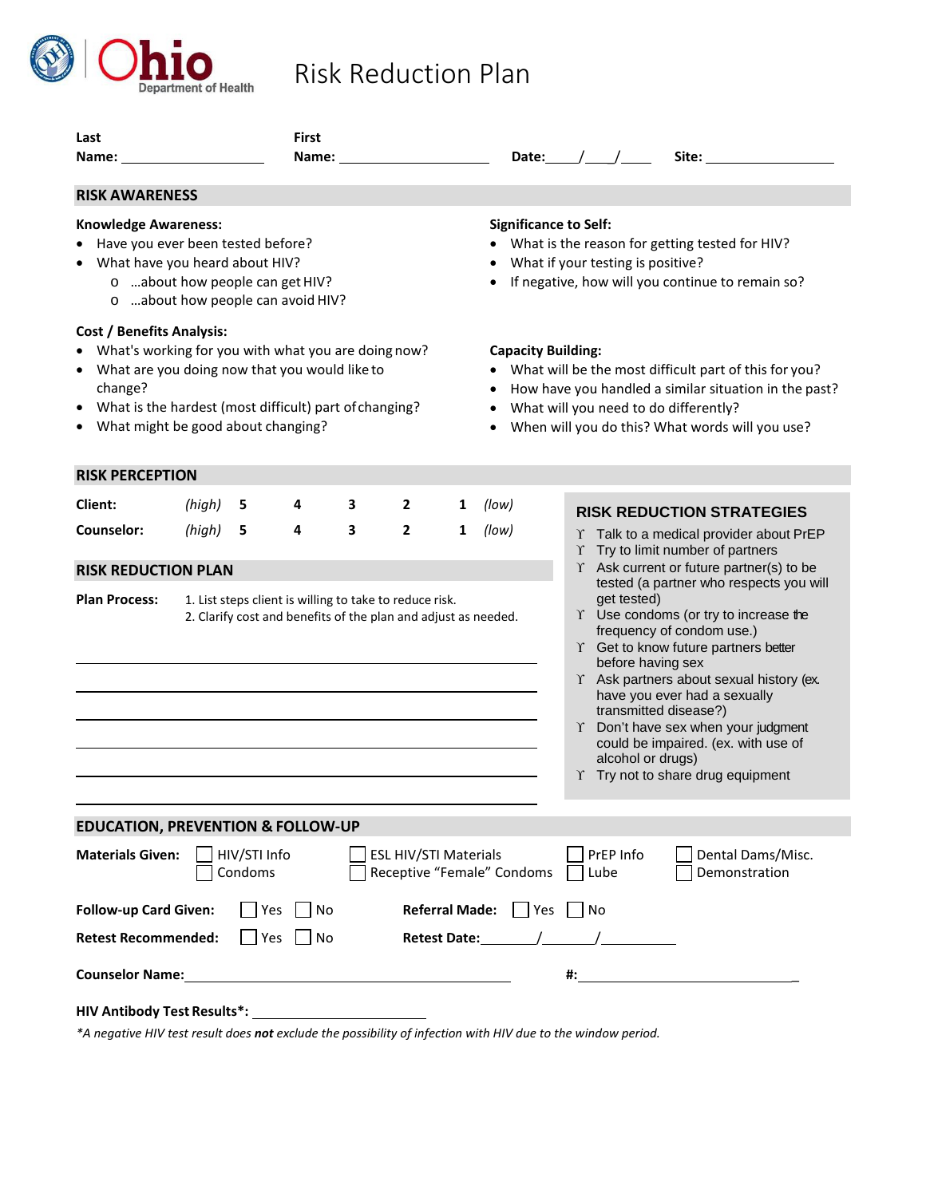Ohio Department of Health

# Risk Reduction Plan

**Last Name:** ____________________ **First Name:** ____________________ **Date:** ____/____/____ **Site:** ____________________

## RISK AWARENESS

**Knowledge Awareness:**

- Have you ever been tested before?
- What have you heard about HIV?
  - …about how people can get HIV?
  - …about how people can avoid HIV?

**Significance to Self:**

- What is the reason for getting tested for HIV?
- What if your testing is positive?
- If negative, how will you continue to remain so?

**Cost / Benefits Analysis:**

- What's working for you with what you are doing now?
- What are you doing now that you would like to change?
- What is the hardest (most difficult) part of changing?
- What might be good about changing?

**Capacity Building:**

- What will be the most difficult part of this for you?
- How have you handled a similar situation in the past?
- What will you need to do differently?
- When will you do this? What words will you use?

## RISK PERCEPTION

| | | | | | | | |
|---|---|---|---|---|---|---|---|
| **Client:** | *(high)* | **5** | **4** | **3** | **2** | **1** | *(low)* |
| **Counselor:** | *(high)* | **5** | **4** | **3** | **2** | **1** | *(low)* |

## RISK REDUCTION PLAN

**Plan Process:**
1. List steps client is willing to take to reduce risk.
2. Clarify cost and benefits of the plan and adjust as needed.

______________________________________________

______________________________________________

______________________________________________

______________________________________________

______________________________________________

______________________________________________

### RISK REDUCTION STRATEGIES

- Talk to a medical provider about PrEP
- Try to limit number of partners
- Ask current or future partner(s) to be tested (a partner who respects you will get tested)
- Use condoms (or try to increase the frequency of condom use.)
- Get to know future partners better before having sex
- Ask partners about sexual history (ex. have you ever had a sexually transmitted disease?)
- Don't have sex when your judgment could be impaired. (ex. with use of alcohol or drugs)
- Try not to share drug equipment

## EDUCATION, PREVENTION & FOLLOW-UP

**Materials Given:**
☐ HIV/STI Info ☐ ESL HIV/STI Materials ☐ PrEP Info ☐ Dental Dams/Misc.
☐ Condoms ☐ Receptive "Female" Condoms ☐ Lube ☐ Demonstration

**Follow-up Card Given:** ☐ Yes ☐ No **Referral Made:** ☐ Yes ☐ No

**Retest Recommended:** ☐ Yes ☐ No **Retest Date:** _______/_______/__________

**Counselor Name:** ______________________________________ **#:** ____________________________

**HIV Antibody Test Results*:** ________________________

*\*A negative HIV test result does **not** exclude the possibility of infection with HIV due to the window period.*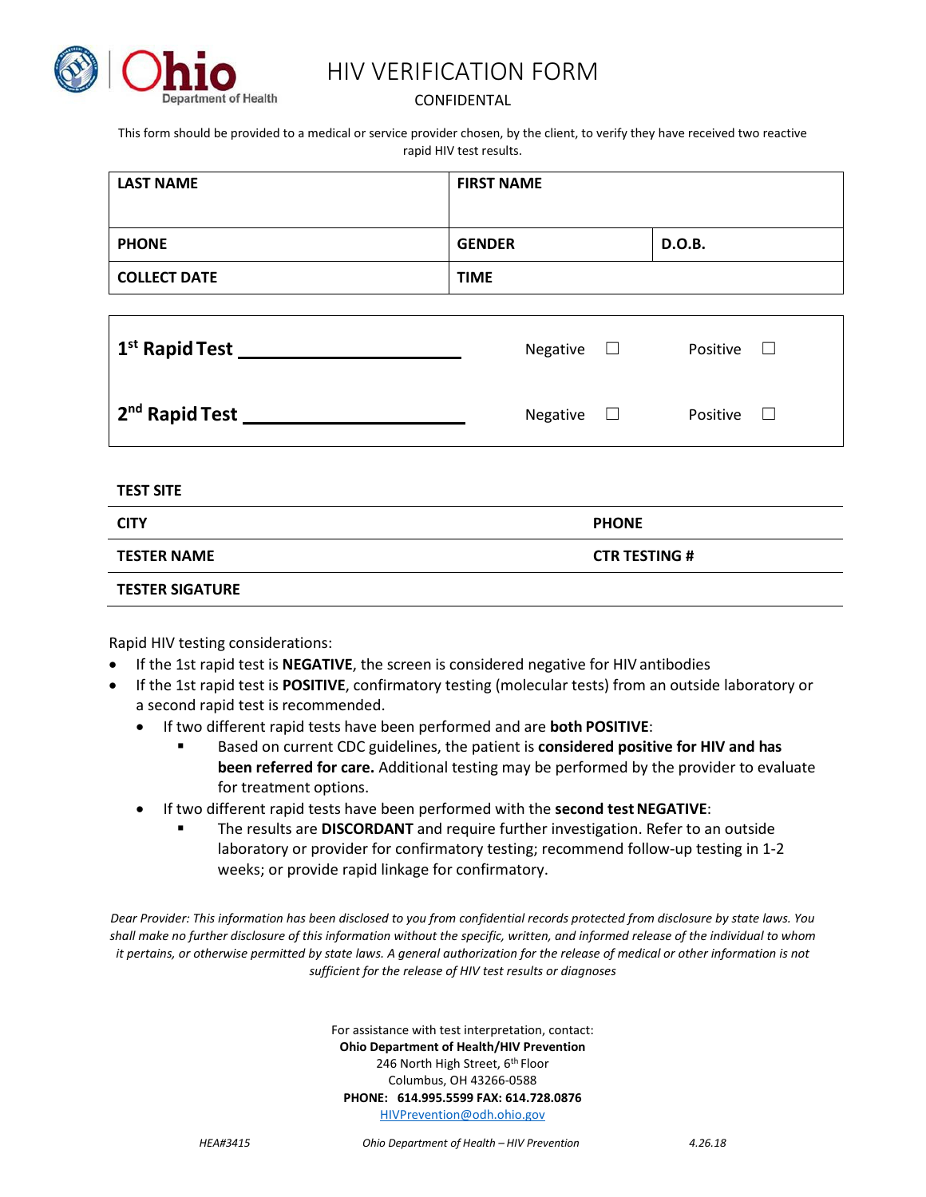# HIV VERIFICATION FORM

CONFIDENTAL

This form should be provided to a medical or service provider chosen, by the client, to verify they have received two reactive rapid HIV test results.

| LAST NAME | FIRST NAME | |
|---|---|---|
| **PHONE** | **GENDER** | **D.O.B.** |
| **COLLECT DATE** | **TIME** | |

| | | |
|---|---|---|
| **1st Rapid Test** ______________________ | Negative ☐ | Positive ☐ |
| **2nd Rapid Test** ______________________ | Negative ☐ | Positive ☐ |

| TEST SITE | |
|---|---|
| **CITY** | **PHONE** |
| **TESTER NAME** | **CTR TESTING #** |
| **TESTER SIGATURE** | |

Rapid HIV testing considerations:

- If the 1st rapid test is **NEGATIVE**, the screen is considered negative for HIV antibodies
- If the 1st rapid test is **POSITIVE**, confirmatory testing (molecular tests) from an outside laboratory or a second rapid test is recommended.
  - If two different rapid tests have been performed and are **both POSITIVE**:
    - Based on current CDC guidelines, the patient is **considered positive for HIV and has been referred for care.** Additional testing may be performed by the provider to evaluate for treatment options.
  - If two different rapid tests have been performed with the **second test NEGATIVE**:
    - The results are **DISCORDANT** and require further investigation. Refer to an outside laboratory or provider for confirmatory testing; recommend follow-up testing in 1-2 weeks; or provide rapid linkage for confirmatory.

*Dear Provider: This information has been disclosed to you from confidential records protected from disclosure by state laws. You shall make no further disclosure of this information without the specific, written, and informed release of the individual to whom it pertains, or otherwise permitted by state laws. A general authorization for the release of medical or other information is not sufficient for the release of HIV test results or diagnoses*

For assistance with test interpretation, contact:
**Ohio Department of Health/HIV Prevention**
246 North High Street, 6th Floor
Columbus, OH 43266-0588
**PHONE: 614.995.5599 FAX: 614.728.0876**
HIVPrevention@odh.ohio.gov

*HEA#3415* *Ohio Department of Health – HIV Prevention* *4.26.18*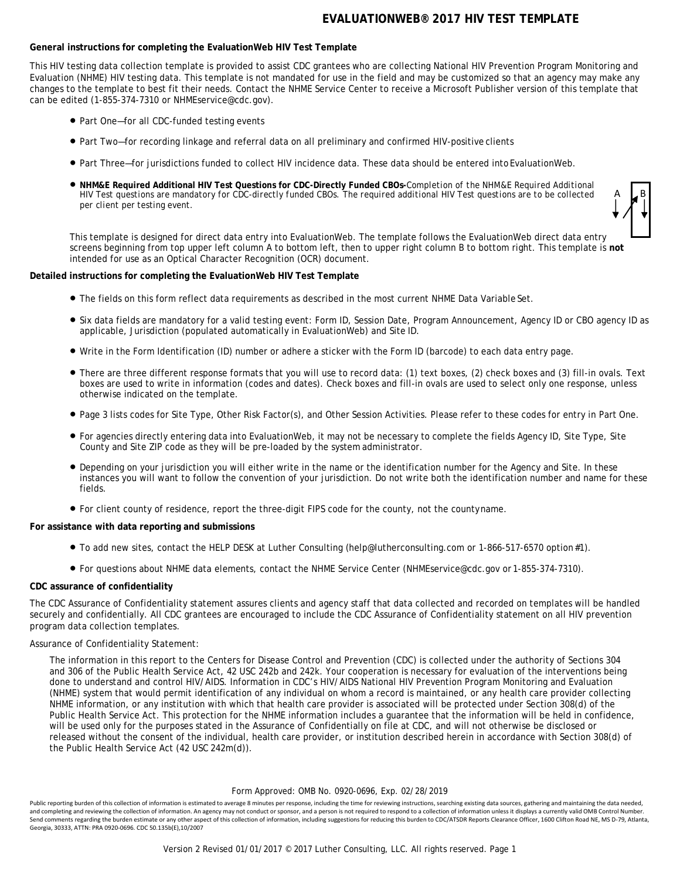# EVALUATIONWEB® 2017 HIV TEST TEMPLATE

**General instructions for completing the EvaluationWeb HIV Test Template**

This HIV testing data collection template is provided to assist CDC grantees who are collecting National HIV Prevention Program Monitoring and Evaluation (NHME) HIV testing data. This template is not mandated for use in the field and may be customized so that an agency may make any changes to the template to best fit their needs. Contact the NHME Service Center to receive a Microsoft Publisher version of this template that can be edited (1-855-374-7310 or NHMEservice@cdc.gov).

- Part One—for all CDC-funded testing events
- Part Two—for recording linkage and referral data on all preliminary and confirmed HIV-positive clients
- Part Three—for jurisdictions funded to collect HIV incidence data. These data should be entered into EvaluationWeb.
- **NHM&E Required Additional HIV Test Questions for CDC-Directly Funded CBOs-***Completion of the NHM&E Required Additional HIV Test questions are mandatory for CDC-directly funded CBOs. The required additional HIV Test questions are to be collected per client per testing event.*

This template is designed for direct data entry into EvaluationWeb. The template follows the EvaluationWeb direct data entry screens beginning from top upper left column A to bottom left, then to upper right column B to bottom right. This template is **not** intended for use as an Optical Character Recognition (OCR) document.

**Detailed instructions for completing the EvaluationWeb HIV Test Template**

- The fields on this form reflect data requirements as described in the most current NHME Data Variable Set.
- Six data fields are mandatory for a valid testing event: Form ID, Session Date, Program Announcement, Agency ID or CBO agency ID as applicable, Jurisdiction (populated automatically in EvaluationWeb) and Site ID.
- Write in the Form Identification (ID) number or adhere a sticker with the Form ID (barcode) to each data entry page.
- There are three different response formats that you will use to record data: (1) text boxes, (2) check boxes and (3) fill-in ovals. Text boxes are used to write in information (codes and dates). Check boxes and fill-in ovals are used to select only one response, unless otherwise indicated on the template.
- Page 3 lists codes for Site Type, Other Risk Factor(s), and Other Session Activities. Please refer to these codes for entry in Part One.
- For agencies directly entering data into EvaluationWeb, it may not be necessary to complete the fields Agency ID, Site Type, Site County and Site ZIP code as they will be pre-loaded by the system administrator.
- Depending on your jurisdiction you will either write in the name or the identification number for the Agency and Site. In these instances you will want to follow the convention of your jurisdiction. Do not write both the identification number and name for these fields.
- For client county of residence, report the three-digit FIPS code for the county, not the county name.

**For assistance with data reporting and submissions**

- To add new sites, contact the HELP DESK at Luther Consulting (help@lutherconsulting.com or 1-866-517-6570 option #1).
- For questions about NHME data elements, contact the NHME Service Center (NHMEservice@cdc.gov or 1-855-374-7310).

**CDC assurance of confidentiality**

The CDC Assurance of Confidentiality statement assures clients and agency staff that data collected and recorded on templates will be handled securely and confidentially. All CDC grantees are encouraged to include the CDC Assurance of Confidentiality statement on all HIV prevention program data collection templates.

Assurance of Confidentiality Statement:

> The information in this report to the Centers for Disease Control and Prevention (CDC) is collected under the authority of Sections 304 and 306 of the Public Health Service Act, 42 USC 242b and 242k. Your cooperation is necessary for evaluation of the interventions being done to understand and control HIV/AIDS. Information in CDC's HIV/AIDS National HIV Prevention Program Monitoring and Evaluation (NHME) system that would permit identification of any individual on whom a record is maintained, or any health care provider collecting NHME information, or any institution with which that health care provider is associated will be protected under Section 308(d) of the Public Health Service Act. This protection for the NHME information includes a guarantee that the information will be held in confidence, will be used only for the purposes stated in the Assurance of Confidentially on file at CDC, and will not otherwise be disclosed or released without the consent of the individual, health care provider, or institution described herein in accordance with Section 308(d) of the Public Health Service Act (42 USC 242m(d)).

Form Approved: OMB No. 0920-0696, Exp. 02/28/2019

Public reporting burden of this collection of information is estimated to average 8 minutes per response, including the time for reviewing instructions, searching existing data sources, gathering and maintaining the data needed, and completing and reviewing the collection of information. An agency may not conduct or sponsor, and a person is not required to respond to a collection of information unless it displays a currently valid OMB Control Number. Send comments regarding the burden estimate or any other aspect of this collection of information, including suggestions for reducing this burden to CDC/ATSDR Reports Clearance Officer, 1600 Clifton Road NE, MS D-79, Atlanta, Georgia, 30333, ATTN: PRA 0920-0696. CDC 50.135b(E),10/2007

Version 2 Revised 01/01/2017 © 2017 Luther Consulting, LLC. All rights reserved.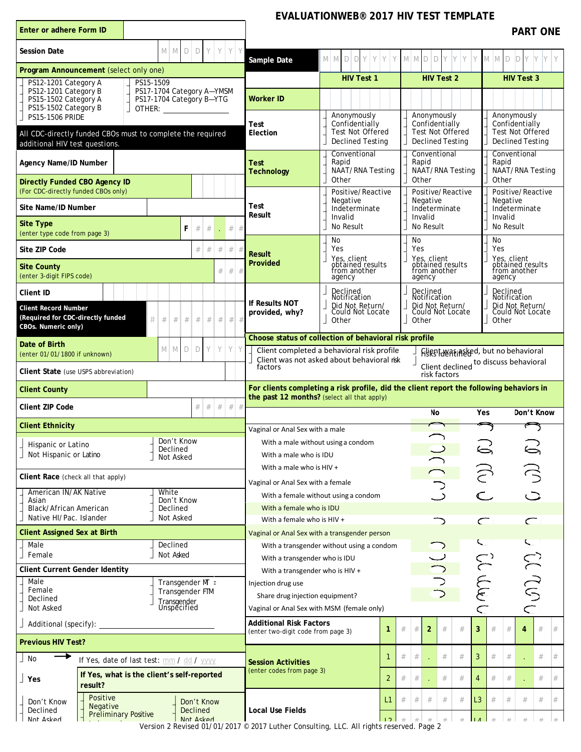# EVALUATIONWEB® 2017 HIV TEST TEMPLATE

## PART ONE

| Enter or adhere Form ID | |
|---|---|
| Session Date | M M D D Y Y Y Y |

**Program Announcement** (select only one)

- PS12-1201 Category A
- PS12-1201 Category B
- PS15-1502 Category A
- PS15-1502 Category B
- PS15-1506 PRIDE
- PS15-1509
- PS17-1704 Category A—YMSM
- PS17-1704 Category B—YTG
- OTHER: ______________

**All CDC-directly funded CBOs must to complete the required additional HIV test questions.**

| Field | Entry |
|---|---|
| Agency Name/ID Number | |
| Directly Funded CBO Agency ID (For CDC-directly funded CBOs only) | |
| Site Name/ID Number | |
| Site Type (enter type code from page 3) | F # # . # # |
| Site ZIP Code | # # # # # |
| Site County (enter 3-digit FIPS code) | # # # |
| Client ID | |
| Client Record Number (Required for CDC-directly funded CBOs. Numeric only) | # # # # # # # # # |
| Date of Birth (enter 01/01/1800 if unknown) | M M D D Y Y Y Y |
| Client State (use USPS abbreviation) | |
| Client County | |
| Client ZIP Code | # # # # # |

**Client Ethnicity**

- Hispanic or Latino
- Not Hispanic or Latino
- Don't Know
- Declined
- Not Asked

**Client Race** (check all that apply)

- American IN/AK Native
- Asian
- Black/African American
- Native HI/Pac. Islander
- White
- Don't Know
- Declined
- Not Asked

**Client Assigned Sex at Birth**

- Male
- Female
- Declined
- Not Asked

**Client Current Gender Identity**

- Male
- Female
- Declined
- Not Asked
- Transgender MTF
- Transgender FTM
- Transgender Unspecified
- Additional (specify): ______________

**Previous HIV Test?**

- No → If Yes, date of last test: mm / dd / yyyy
- Yes — If Yes, what is the client's self-reported result?
  - Positive
  - Negative
  - Preliminary Positive
  - Don't Know
  - Declined
  - Not Asked
- Don't Know
- Declined
- Not Asked

| | HIV Test 1 | HIV Test 2 | HIV Test 3 |
|---|---|---|---|
| Sample Date | M M D D Y Y Y Y | M M D D Y Y Y Y | M M D D Y Y Y Y |
| Worker ID | | | |
| Test Election | Anonymously / Confidentially / Test Not Offered / Declined Testing | Anonymously / Confidentially / Test Not Offered / Declined Testing | Anonymously / Confidentially / Test Not Offered / Declined Testing |
| Test Technology | Conventional / Rapid / NAAT/RNA Testing / Other | Conventional / Rapid / NAAT/RNA Testing / Other | Conventional / Rapid / NAAT/RNA Testing / Other |
| Test Result | Positive/Reactive / Negative / Indeterminate / Invalid / No Result | Positive/Reactive / Negative / Indeterminate / Invalid / No Result | Positive/Reactive / Negative / Indeterminate / Invalid / No Result |
| Result Provided | No / Yes / Yes, client obtained results from another agency | No / Yes / Yes, client obtained results from another agency | No / Yes / Yes, client obtained results from another agency |
| If Results NOT provided, why? | Declined Notification / Did Not Return/Could Not Locate / Other | Declined Notification / Did Not Return/Could Not Locate / Other | Declined Notification / Did Not Return/Could Not Locate / Other |

**Choose status of collection of behavioral risk profile**

- Client completed a behavioral risk profile
- Client was not asked about behavioral risk factors
- Client was asked, but no behavioral risks identified
- Client declined to discuss behavioral risk factors

**For clients completing a risk profile, did the client report the following behaviors in the past 12 months?** (select all that apply)

| | No | Yes | Don't Know |
|---|---|---|---|
| Vaginal or Anal Sex with a male | | | |
| With a male without using a condom | | | |
| With a male who is IDU | | | |
| With a male who is HIV + | | | |
| Vaginal or Anal Sex with a female | | | |
| With a female without using a condom | | | |
| With a female who is IDU | | | |
| With a female who is HIV + | | | |
| Vaginal or Anal Sex with a transgender person | | | |
| With a transgender without using a condom | | | |
| With a transgender who is IDU | | | |
| With a transgender who is HIV + | | | |
| Injection drug use | | | |
| Share drug injection equipment? | | | |
| Vaginal or Anal Sex with MSM (female only) | | | |

| Additional Risk Factors (enter two-digit code from page 3) | 1 # # | 2 # # | 3 # # | 4 # # |
|---|---|---|---|---|

| Session Activities (enter codes from page 3) | | |
|---|---|---|
| | 1 # # . # # | 3 # # . # # |
| | 2 # # . # # | 4 # # . # # |

| Local Use Fields | | |
|---|---|---|
| | L1 # # # # # | L3 # # # # # |
| | L2 # # # # # | L4 # # # # # |

Version 2 Revised 01/01/2017 © 2017 Luther Consulting, LLC. All rights reserved. Page 2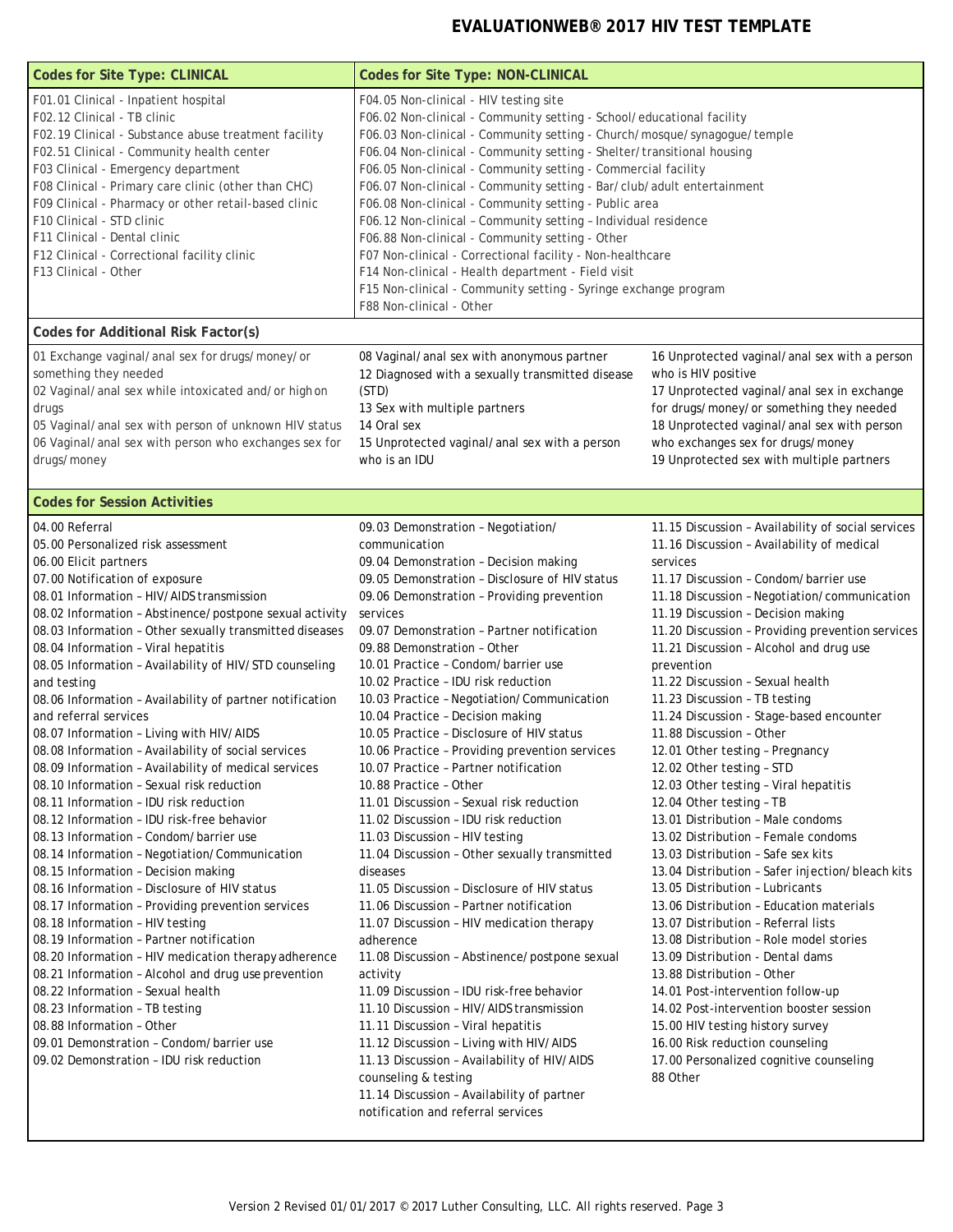# EVALUATIONWEB® 2017 HIV TEST TEMPLATE

| Codes for Site Type: CLINICAL | Codes for Site Type: NON-CLINICAL |
|---|---|
| F01.01 Clinical - Inpatient hospital<br>F02.12 Clinical - TB clinic<br>F02.19 Clinical - Substance abuse treatment facility<br>F02.51 Clinical - Community health center<br>F03 Clinical - Emergency department<br>F08 Clinical - Primary care clinic (other than CHC)<br>F09 Clinical - Pharmacy or other retail-based clinic<br>F10 Clinical - STD clinic<br>F11 Clinical - Dental clinic<br>F12 Clinical - Correctional facility clinic<br>F13 Clinical - Other | F04.05 Non-clinical - HIV testing site<br>F06.02 Non-clinical - Community setting - School/educational facility<br>F06.03 Non-clinical - Community setting - Church/mosque/synagogue/temple<br>F06.04 Non-clinical - Community setting - Shelter/transitional housing<br>F06.05 Non-clinical - Community setting - Commercial facility<br>F06.07 Non-clinical - Community setting - Bar/club/adult entertainment<br>F06.08 Non-clinical - Community setting - Public area<br>F06.12 Non-clinical – Community setting – Individual residence<br>F06.88 Non-clinical - Community setting - Other<br>F07 Non-clinical - Correctional facility - Non-healthcare<br>F14 Non-clinical - Health department - Field visit<br>F15 Non-clinical - Community setting - Syringe exchange program<br>F88 Non-clinical - Other |

## Codes for Additional Risk Factor(s)

01 Exchange vaginal/anal sex for drugs/money/or something they needed
02 Vaginal/anal sex while intoxicated and/or high on drugs
05 Vaginal/anal sex with person of unknown HIV status
06 Vaginal/anal sex with person who exchanges sex for drugs/money
08 Vaginal/anal sex with anonymous partner
12 Diagnosed with a sexually transmitted disease (STD)
13 Sex with multiple partners
14 Oral sex
15 Unprotected vaginal/anal sex with a person who is an IDU
16 Unprotected vaginal/anal sex with a person who is HIV positive
17 Unprotected vaginal/anal sex in exchange for drugs/money/or something they needed
18 Unprotected vaginal/anal sex with person who exchanges sex for drugs/money
19 Unprotected sex with multiple partners

## Codes for Session Activities

04.00 Referral
05.00 Personalized risk assessment
06.00 Elicit partners
07.00 Notification of exposure
08.01 Information – HIV/AIDS transmission
08.02 Information – Abstinence/postpone sexual activity
08.03 Information – Other sexually transmitted diseases
08.04 Information – Viral hepatitis
08.05 Information – Availability of HIV/STD counseling and testing
08.06 Information – Availability of partner notification and referral services
08.07 Information – Living with HIV/AIDS
08.08 Information – Availability of social services
08.09 Information – Availability of medical services
08.10 Information – Sexual risk reduction
08.11 Information – IDU risk reduction
08.12 Information – IDU risk-free behavior
08.13 Information – Condom/barrier use
08.14 Information – Negotiation/Communication
08.15 Information – Decision making
08.16 Information – Disclosure of HIV status
08.17 Information – Providing prevention services
08.18 Information – HIV testing
08.19 Information – Partner notification
08.20 Information – HIV medication therapy adherence
08.21 Information – Alcohol and drug use prevention
08.22 Information – Sexual health
08.23 Information – TB testing
08.88 Information – Other
09.01 Demonstration – Condom/barrier use
09.02 Demonstration – IDU risk reduction
09.03 Demonstration – Negotiation/communication
09.04 Demonstration – Decision making
09.05 Demonstration – Disclosure of HIV status
09.06 Demonstration – Providing prevention services
09.07 Demonstration – Partner notification
09.88 Demonstration – Other
10.01 Practice – Condom/barrier use
10.02 Practice – IDU risk reduction
10.03 Practice – Negotiation/Communication
10.04 Practice – Decision making
10.05 Practice – Disclosure of HIV status
10.06 Practice – Providing prevention services
10.07 Practice – Partner notification
10.88 Practice – Other
11.01 Discussion – Sexual risk reduction
11.02 Discussion – IDU risk reduction
11.03 Discussion – HIV testing
11.04 Discussion – Other sexually transmitted diseases
11.05 Discussion – Disclosure of HIV status
11.06 Discussion – Partner notification
11.07 Discussion – HIV medication therapy adherence
11.08 Discussion – Abstinence/postpone sexual activity
11.09 Discussion – IDU risk-free behavior
11.10 Discussion – HIV/AIDS transmission
11.11 Discussion – Viral hepatitis
11.12 Discussion – Living with HIV/AIDS
11.13 Discussion – Availability of HIV/AIDS counseling & testing
11.14 Discussion – Availability of partner notification and referral services
11.15 Discussion – Availability of social services
11.16 Discussion – Availability of medical services
11.17 Discussion – Condom/barrier use
11.18 Discussion – Negotiation/communication
11.19 Discussion – Decision making
11.20 Discussion – Providing prevention services
11.21 Discussion – Alcohol and drug use prevention
11.22 Discussion – Sexual health
11.23 Discussion – TB testing
11.24 Discussion - Stage-based encounter
11.88 Discussion – Other
12.01 Other testing – Pregnancy
12.02 Other testing – STD
12.03 Other testing – Viral hepatitis
12.04 Other testing – TB
13.01 Distribution – Male condoms
13.02 Distribution – Female condoms
13.03 Distribution – Safe sex kits
13.04 Distribution – Safer injection/bleach kits
13.05 Distribution – Lubricants
13.06 Distribution – Education materials
13.07 Distribution – Referral lists
13.08 Distribution – Role model stories
13.09 Distribution - Dental dams
13.88 Distribution – Other
14.01 Post-intervention follow-up
14.02 Post-intervention booster session
15.00 HIV testing history survey
16.00 Risk reduction counseling
17.00 Personalized cognitive counseling
88 Other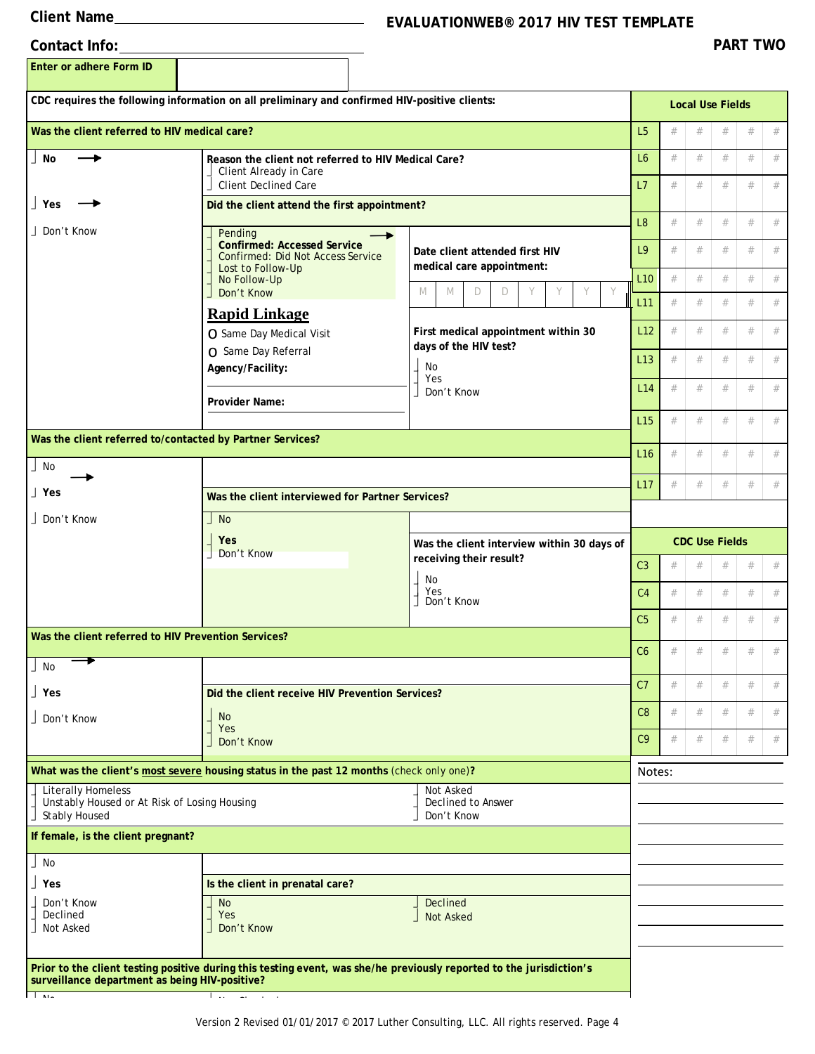Client Name________________________________

Contact Info:______________________________

# EVALUATIONWEB® 2017 HIV TEST TEMPLATE

## PART TWO

| Enter or adhere Form ID | |
|---|---|

**CDC requires the following information on all preliminary and confirmed HIV-positive clients:**

**Was the client referred to HIV medical care?**

- No → **Reason the client not referred to HIV Medical Care?**
  - Client Already in Care
  - Client Declined Care
- Yes → **Did the client attend the first appointment?**
  - Pending
  - **Confirmed: Accessed Service** → **Date client attended first HIV medical care appointment:** M M D D Y Y Y Y
  - Confirmed: Did Not Access Service
  - Lost to Follow-Up
  - No Follow-Up
  - Don't Know
- Don't Know

**Rapid Linkage**

- O Same Day Medical Visit
- O Same Day Referral

**Agency/Facility:** ______________________

**Provider Name:** ______________________

**First medical appointment within 30 days of the HIV test?**

- No
- Yes
- Don't Know

**Was the client referred to/contacted by Partner Services?**

- No
- Yes → **Was the client interviewed for Partner Services?**
  - No
  - **Yes** → **Was the client interview within 30 days of receiving their result?**
    - No
    - Yes
    - Don't Know
  - Don't Know
- Don't Know

**Was the client referred to HIV Prevention Services?**

- No
- Yes → **Did the client receive HIV Prevention Services?**
  - No
  - Yes
  - Don't Know
- Don't Know

**What was the client's most severe housing status in the past 12 months** (check only one)**?**

- Literally Homeless
- Unstably Housed or At Risk of Losing Housing
- Stably Housed
- Not Asked
- Declined to Answer
- Don't Know

**If female, is the client pregnant?**

- No
- Yes → **Is the client in prenatal care?**
  - No
  - Yes
  - Don't Know
  - Declined
  - Not Asked
- Don't Know
- Declined
- Not Asked

**Prior to the client testing positive during this testing event, was she/he previously reported to the jurisdiction's surveillance department as being HIV-positive?**

| Local Use Fields | | | | | |
|---|---|---|---|---|---|
| L5 | # | # | # | # | # |
| L6 | # | # | # | # | # |
| L7 | # | # | # | # | # |
| L8 | # | # | # | # | # |
| L9 | # | # | # | # | # |
| L10 | # | # | # | # | # |
| L11 | # | # | # | # | # |
| L12 | # | # | # | # | # |
| L13 | # | # | # | # | # |
| L14 | # | # | # | # | # |
| L15 | # | # | # | # | # |
| L16 | # | # | # | # | # |
| L17 | # | # | # | # | # |

| CDC Use Fields | | | | | |
|---|---|---|---|---|---|
| C3 | # | # | # | # | # |
| C4 | # | # | # | # | # |
| C5 | # | # | # | # | # |
| C6 | # | # | # | # | # |
| C7 | # | # | # | # | # |
| C8 | # | # | # | # | # |
| C9 | # | # | # | # | # |

Notes:

Version 2 Revised 01/01/2017 © 2017 Luther Consulting, LLC. All rights reserved.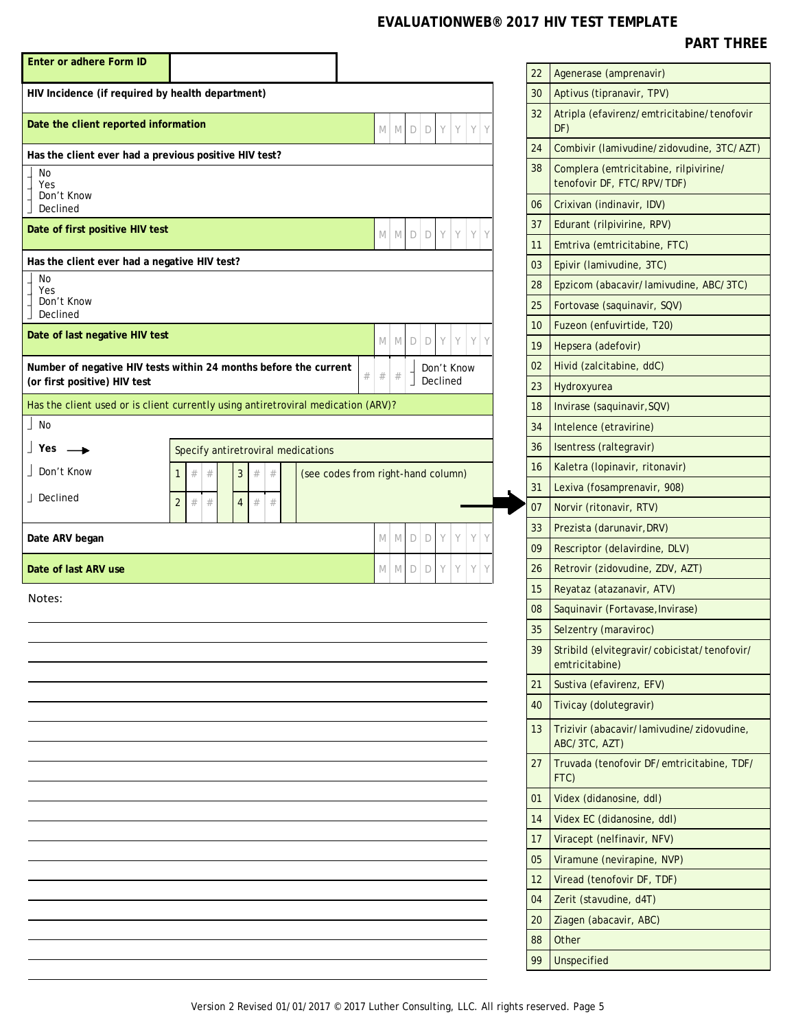# EVALUATIONWEB® 2017 HIV TEST TEMPLATE

## PART THREE

| Enter or adhere Form ID | |
|---|---|

**HIV Incidence (if required by health department)**

**Date the client reported information** M M D D Y Y Y Y

**Has the client ever had a previous positive HIV test?**

- No
- Yes
- Don't Know
- Declined

**Date of first positive HIV test** M M D D Y Y Y Y

**Has the client ever had a negative HIV test?**

- No
- Yes
- Don't Know
- Declined

**Date of last negative HIV test** M M D D Y Y Y Y

**Number of negative HIV tests within 24 months before the current (or first positive) HIV test** # # — Don't Know / Declined

Has the client used or is client currently using antiretroviral medication (ARV)?

- No
- **Yes** → Specify antiretroviral medications
- Don't Know
- Declined

| 1 | # # | 3 | # # | (see codes from right-hand column) |
|---|---|---|---|---|
| 2 | # # | 4 | # # | |

**Date ARV began** M M D D Y Y Y Y

**Date of last ARV use** M M D D Y Y Y Y

Notes:

| Code | Medication |
|---|---|
| 22 | Agenerase (amprenavir) |
| 30 | Aptivus (tipranavir, TPV) |
| 32 | Atripla (efavirenz/emtricitabine/tenofovir DF) |
| 24 | Combivir (lamivudine/zidovudine, 3TC/AZT) |
| 38 | Complera (emtricitabine, rilpivirine/tenofovir DF, FTC/RPV/TDF) |
| 06 | Crixivan (indinavir, IDV) |
| 37 | Edurant (rilpivirine, RPV) |
| 11 | Emtriva (emtricitabine, FTC) |
| 03 | Epivir (lamivudine, 3TC) |
| 28 | Epzicom (abacavir/lamivudine, ABC/3TC) |
| 25 | Fortovase (saquinavir, SQV) |
| 10 | Fuzeon (enfuvirtide, T20) |
| 19 | Hepsera (adefovir) |
| 02 | Hivid (zalcitabine, ddC) |
| 23 | Hydroxyurea |
| 18 | Invirase (saquinavir, SQV) |
| 34 | Intelence (etravirine) |
| 36 | Isentress (raltegravir) |
| 16 | Kaletra (lopinavir, ritonavir) |
| 31 | Lexiva (fosamprenavir, 908) |
| 07 | Norvir (ritonavir, RTV) |
| 33 | Prezista (darunavir, DRV) |
| 09 | Rescriptor (delavirdine, DLV) |
| 26 | Retrovir (zidovudine, ZDV, AZT) |
| 15 | Reyataz (atazanavir, ATV) |
| 08 | Saquinavir (Fortavase, Invirase) |
| 35 | Selzentry (maraviroc) |
| 39 | Stribild (elvitegravir/cobicistat/tenofovir/emtricitabine) |
| 21 | Sustiva (efavirenz, EFV) |
| 40 | Tivicay (dolutegravir) |
| 13 | Trizivir (abacavir/lamivudine/zidovudine, ABC/3TC, AZT) |
| 27 | Truvada (tenofovir DF/emtricitabine, TDF/FTC) |
| 01 | Videx (didanosine, ddI) |
| 14 | Videx EC (didanosine, ddI) |
| 17 | Viracept (nelfinavir, NFV) |
| 05 | Viramune (nevirapine, NVP) |
| 12 | Viread (tenofovir DF, TDF) |
| 04 | Zerit (stavudine, d4T) |
| 20 | Ziagen (abacavir, ABC) |
| 88 | Other |
| 99 | Unspecified |

Version 2 Revised 01/01/2017 © 2017 Luther Consulting, LLC. All rights reserved.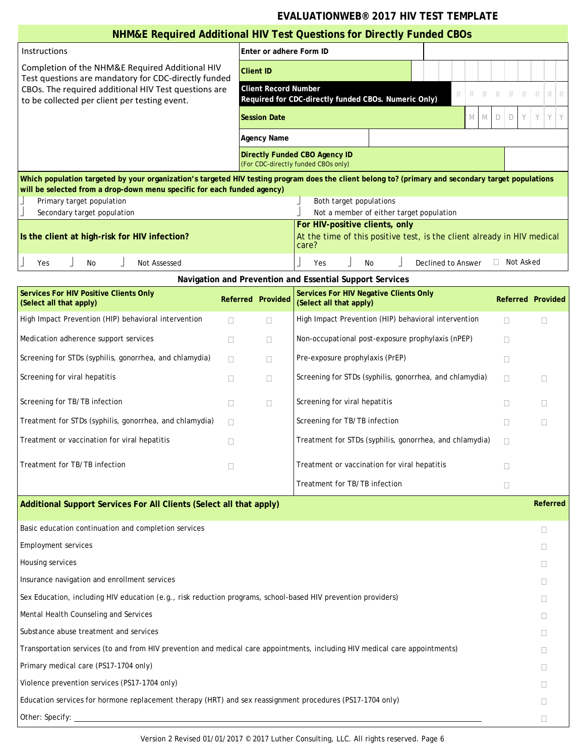# EVALUATIONWEB® 2017 HIV TEST TEMPLATE

## NHM&E Required Additional HIV Test Questions for Directly Funded CBOs

| | | |
|---|---|---|
| **Instructions** | Enter or adhere Form ID | |
| Completion of the NHM&E Required Additional HIV Test questions are mandatory for CDC-directly funded CBOs. The required additional HIV Test questions are to be collected per client per testing event. | Client ID | |
| | Client Record Number Required for CDC-directly funded CBOs. Numeric Only) | # # # # # # # # # |
| | Session Date | M M D D Y Y Y Y |
| | Agency Name | |
| | Directly Funded CBO Agency ID (For CDC-directly funded CBOs only) | |

**Which population targeted by your organization's targeted HIV testing program does the client belong to? (primary and secondary target populations will be selected from a drop-down menu specific for each funded agency)**

- ☐ Primary target population
- ☐ Secondary target population
- ☐ Both target populations
- ☐ Not a member of either target population

**Is the client at high-risk for HIV infection?**

☐ Yes ☐ No ☐ Not Assessed

**For HIV-positive clients, only**
At the time of this positive test, is the client already in HIV medical care?

☐ Yes ☐ No ☐ Declined to Answer ☐ Not Asked

### Navigation and Prevention and Essential Support Services

| Services For HIV Positive Clients Only (Select all that apply) | Referred | Provided |
|---|---|---|
| High Impact Prevention (HIP) behavioral intervention | ☐ | ☐ |
| Medication adherence support services | ☐ | ☐ |
| Screening for STDs (syphilis, gonorrhea, and chlamydia) | ☐ | ☐ |
| Screening for viral hepatitis | ☐ | ☐ |
| Screening for TB/TB infection | ☐ | ☐ |
| Treatment for STDs (syphilis, gonorrhea, and chlamydia) | ☐ | |
| Treatment or vaccination for viral hepatitis | ☐ | |
| Treatment for TB/TB infection | ☐ | |

| Services For HIV Negative Clients Only (Select all that apply) | Referred | Provided |
|---|---|---|
| High Impact Prevention (HIP) behavioral intervention | ☐ | ☐ |
| Non-occupational post-exposure prophylaxis (nPEP) | ☐ | |
| Pre-exposure prophylaxis (PrEP) | ☐ | |
| Screening for STDs (syphilis, gonorrhea, and chlamydia) | ☐ | ☐ |
| Screening for viral hepatitis | ☐ | ☐ |
| Screening for TB/TB infection | ☐ | ☐ |
| Treatment for STDs (syphilis, gonorrhea, and chlamydia) | ☐ | |
| Treatment or vaccination for viral hepatitis | ☐ | |
| Treatment for TB/TB infection | ☐ | |

| Additional Support Services For All Clients (Select all that apply) | Referred |
|---|---|
| Basic education continuation and completion services | ☐ |
| Employment services | ☐ |
| Housing services | ☐ |
| Insurance navigation and enrollment services | ☐ |
| Sex Education, including HIV education (e.g., risk reduction programs, school-based HIV prevention providers) | ☐ |
| Mental Health Counseling and Services | ☐ |
| Substance abuse treatment and services | ☐ |
| Transportation services (to and from HIV prevention and medical care appointments, including HIV medical care appointments) | ☐ |
| Primary medical care (PS17-1704 only) | ☐ |
| Violence prevention services (PS17-1704 only) | ☐ |
| Education services for hormone replacement therapy (HRT) and sex reassignment procedures (PS17-1704 only) | ☐ |
| Other: Specify: ______________________ | ☐ |

Version 2 Revised 01/01/2017 © 2017 Luther Consulting, LLC. All rights reserved.